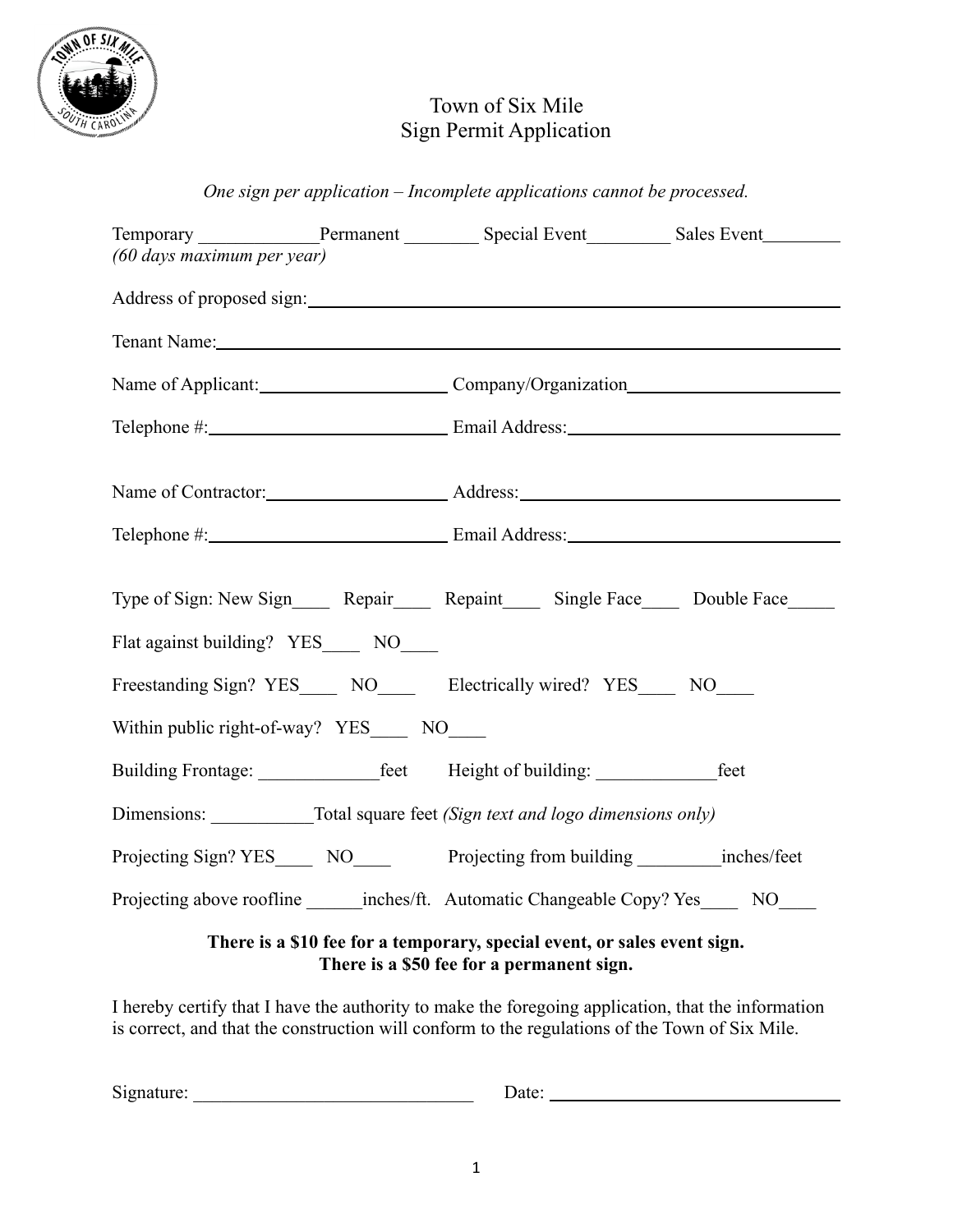# Town of Six Mile
## Sign Permit Application

*One sign per application – Incomplete applications cannot be processed.*

Temporary _____________ Permanent ________ Special Event_________ Sales Event________
*(60 days maximum per year)*

Address of proposed sign: ____________________________________________________________

Tenant Name: ____________________________________________________________

Name of Applicant: _____________________ Company/Organization _______________________

Telephone #: __________________________ Email Address: ______________________________

Name of Contractor: ____________________ Address: __________________________________

Telephone #: __________________________ Email Address: ______________________________

Type of Sign: New Sign____ Repair____ Repaint____ Single Face____ Double Face_____

Flat against building? YES____ NO____

Freestanding Sign? YES____ NO____ Electrically wired? YES____ NO____

Within public right-of-way? YES____ NO____

Building Frontage: _____________feet Height of building: _____________feet

Dimensions: ___________Total square feet *(Sign text and logo dimensions only)*

Projecting Sign? YES____ NO____ Projecting from building _________inches/feet

Projecting above roofline ______inches/ft. Automatic Changeable Copy? Yes____ NO____

**There is a $10 fee for a temporary, special event, or sales event sign.**
**There is a $50 fee for a permanent sign.**

I hereby certify that I have the authority to make the foregoing application, that the information is correct, and that the construction will conform to the regulations of the Town of Six Mile.

Signature: ______________________________ Date: ________________________________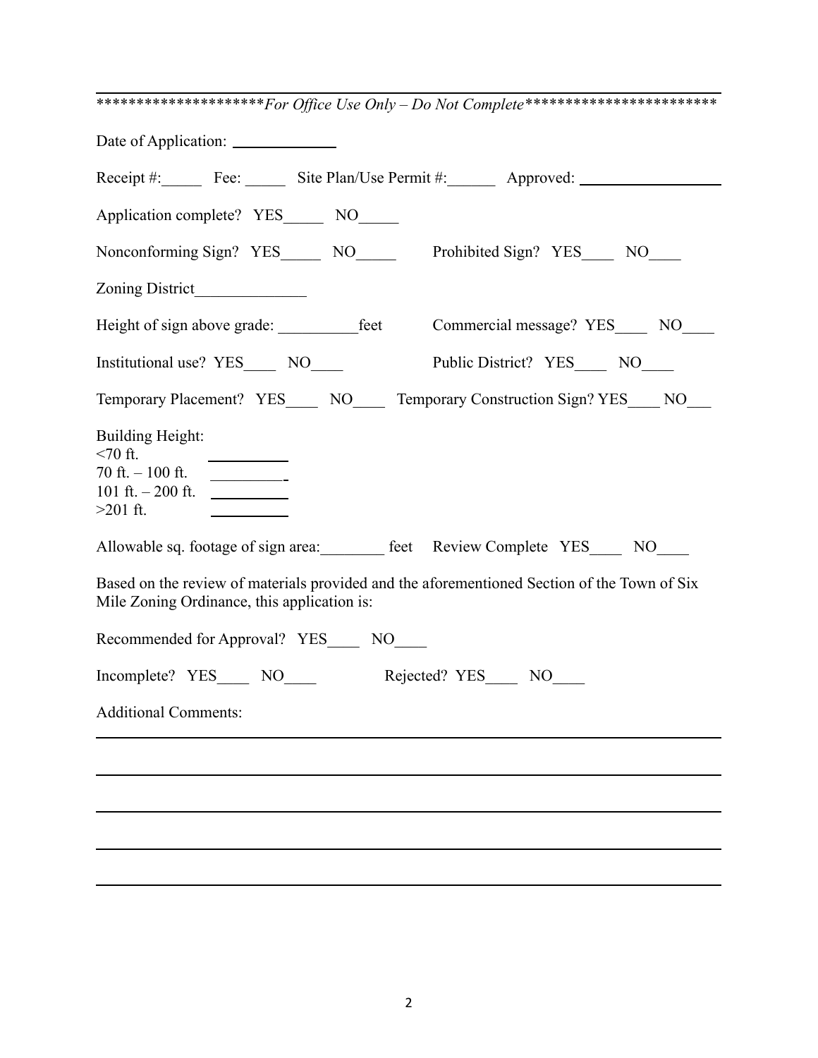*********************For Office Use Only – Do Not Complete************************

Date of Application: ______________

Receipt #:______ Fee: ______ Site Plan/Use Permit #:_______ Approved: ___________________

Application complete? YES______ NO______

Nonconforming Sign? YES______ NO______ Prohibited Sign? YES_____ NO_____

Zoning District_______________

Height of sign above grade: ___________feet Commercial message? YES_____ NO_____

Institutional use? YES_____ NO_____ Public District? YES_____ NO_____

Temporary Placement? YES_____ NO_____ Temporary Construction Sign? YES_____ NO____

Building Height:
<70 ft. ___________
70 ft. – 100 ft. ___________
101 ft. – 200 ft. ___________
>201 ft. ___________

Allowable sq. footage of sign area:_________ feet Review Complete YES_____ NO_____

Based on the review of materials provided and the aforementioned Section of the Town of Six Mile Zoning Ordinance, this application is:

Recommended for Approval? YES_____ NO_____

Incomplete? YES_____ NO_____ Rejected? YES_____ NO_____

Additional Comments:

_______________________________________________________________________________

_______________________________________________________________________________

_______________________________________________________________________________

_______________________________________________________________________________

_______________________________________________________________________________